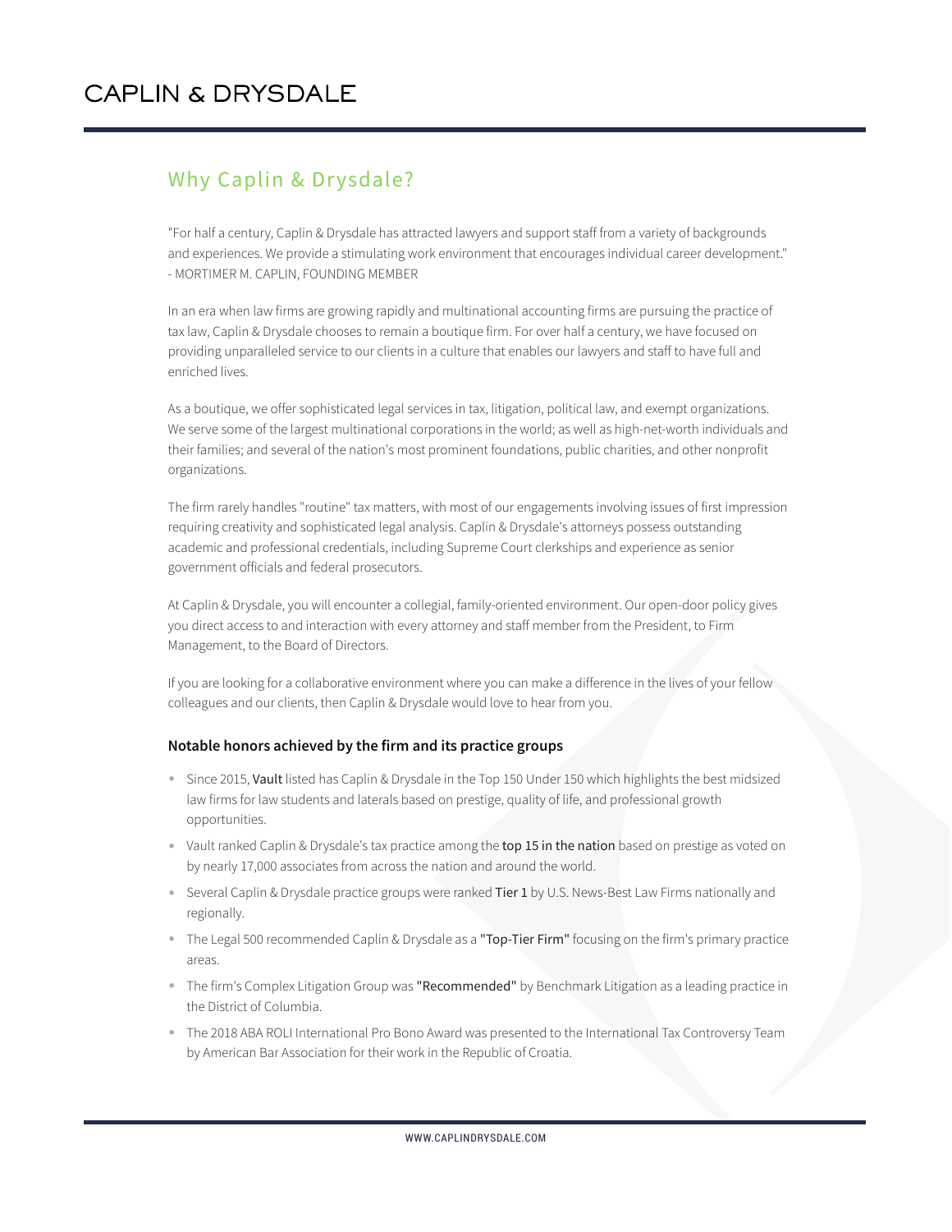# CAPLIN & DRYSDALE

## Why Caplin & Drysdale?

"For half a century, Caplin & Drysdale has attracted lawyers and support staff from a variety of backgrounds and experiences. We provide a stimulating work environment that encourages individual career development."
- MORTIMER M. CAPLIN, FOUNDING MEMBER

In an era when law firms are growing rapidly and multinational accounting firms are pursuing the practice of tax law, Caplin & Drysdale chooses to remain a boutique firm. For over half a century, we have focused on providing unparalleled service to our clients in a culture that enables our lawyers and staff to have full and enriched lives.

As a boutique, we offer sophisticated legal services in tax, litigation, political law, and exempt organizations. We serve some of the largest multinational corporations in the world; as well as high-net-worth individuals and their families; and several of the nation's most prominent foundations, public charities, and other nonprofit organizations.

The firm rarely handles "routine" tax matters, with most of our engagements involving issues of first impression requiring creativity and sophisticated legal analysis. Caplin & Drysdale's attorneys possess outstanding academic and professional credentials, including Supreme Court clerkships and experience as senior government officials and federal prosecutors.

At Caplin & Drysdale, you will encounter a collegial, family-oriented environment. Our open-door policy gives you direct access to and interaction with every attorney and staff member from the President, to Firm Management, to the Board of Directors.

If you are looking for a collaborative environment where you can make a difference in the lives of your fellow colleagues and our clients, then Caplin & Drysdale would love to hear from you.

**Notable honors achieved by the firm and its practice groups**

- Since 2015, Vault listed has Caplin & Drysdale in the Top 150 Under 150 which highlights the best midsized law firms for law students and laterals based on prestige, quality of life, and professional growth opportunities.
- Vault ranked Caplin & Drysdale's tax practice among the top 15 in the nation based on prestige as voted on by nearly 17,000 associates from across the nation and around the world.
- Several Caplin & Drysdale practice groups were ranked Tier 1 by U.S. News-Best Law Firms nationally and regionally.
- The Legal 500 recommended Caplin & Drysdale as a "Top-Tier Firm" focusing on the firm's primary practice areas.
- The firm's Complex Litigation Group was "Recommended" by Benchmark Litigation as a leading practice in the District of Columbia.
- The 2018 ABA ROLI International Pro Bono Award was presented to the International Tax Controversy Team by American Bar Association for their work in the Republic of Croatia.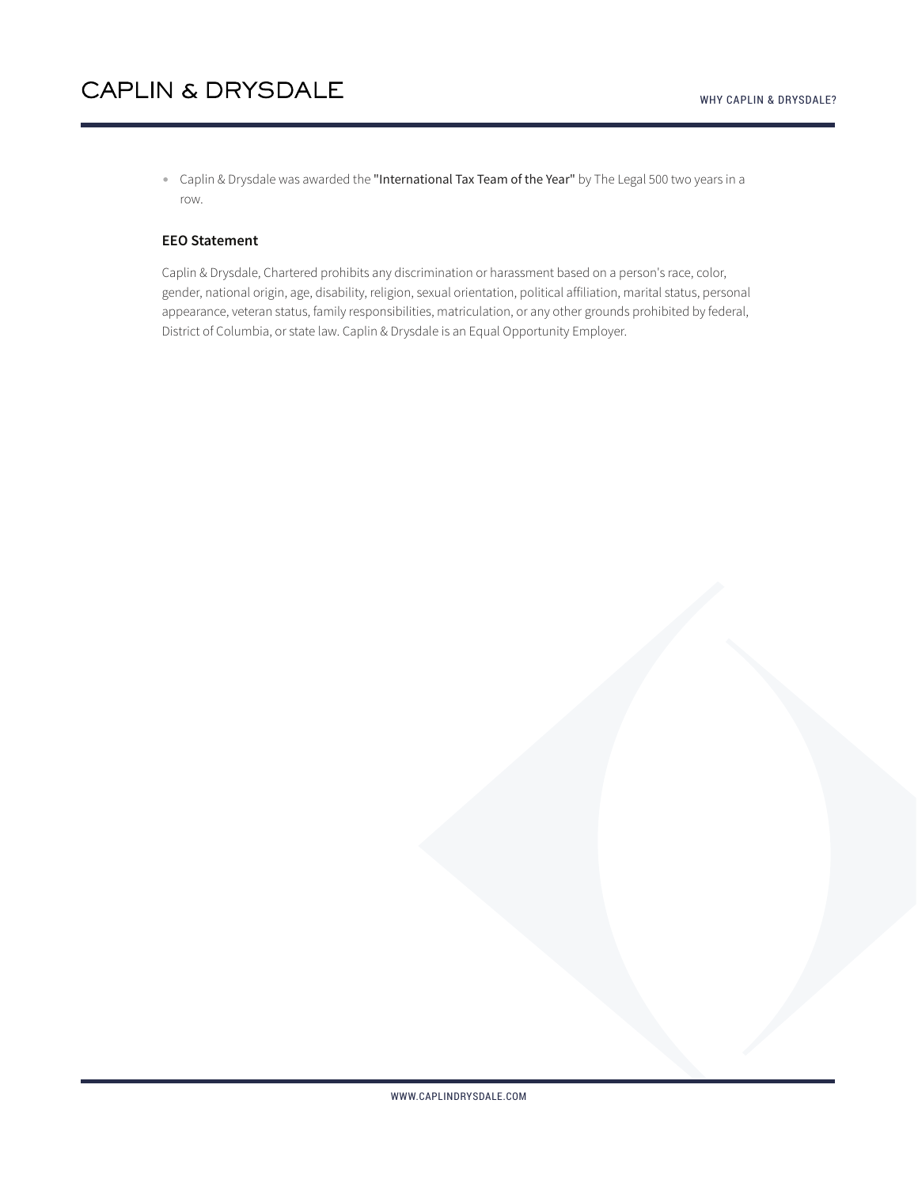- Caplin & Drysdale was awarded the "International Tax Team of the Year" by The Legal 500 two years in a row.

### EEO Statement

Caplin & Drysdale, Chartered prohibits any discrimination or harassment based on a person's race, color, gender, national origin, age, disability, religion, sexual orientation, political affiliation, marital status, personal appearance, veteran status, family responsibilities, matriculation, or any other grounds prohibited by federal, District of Columbia, or state law. Caplin & Drysdale is an Equal Opportunity Employer.